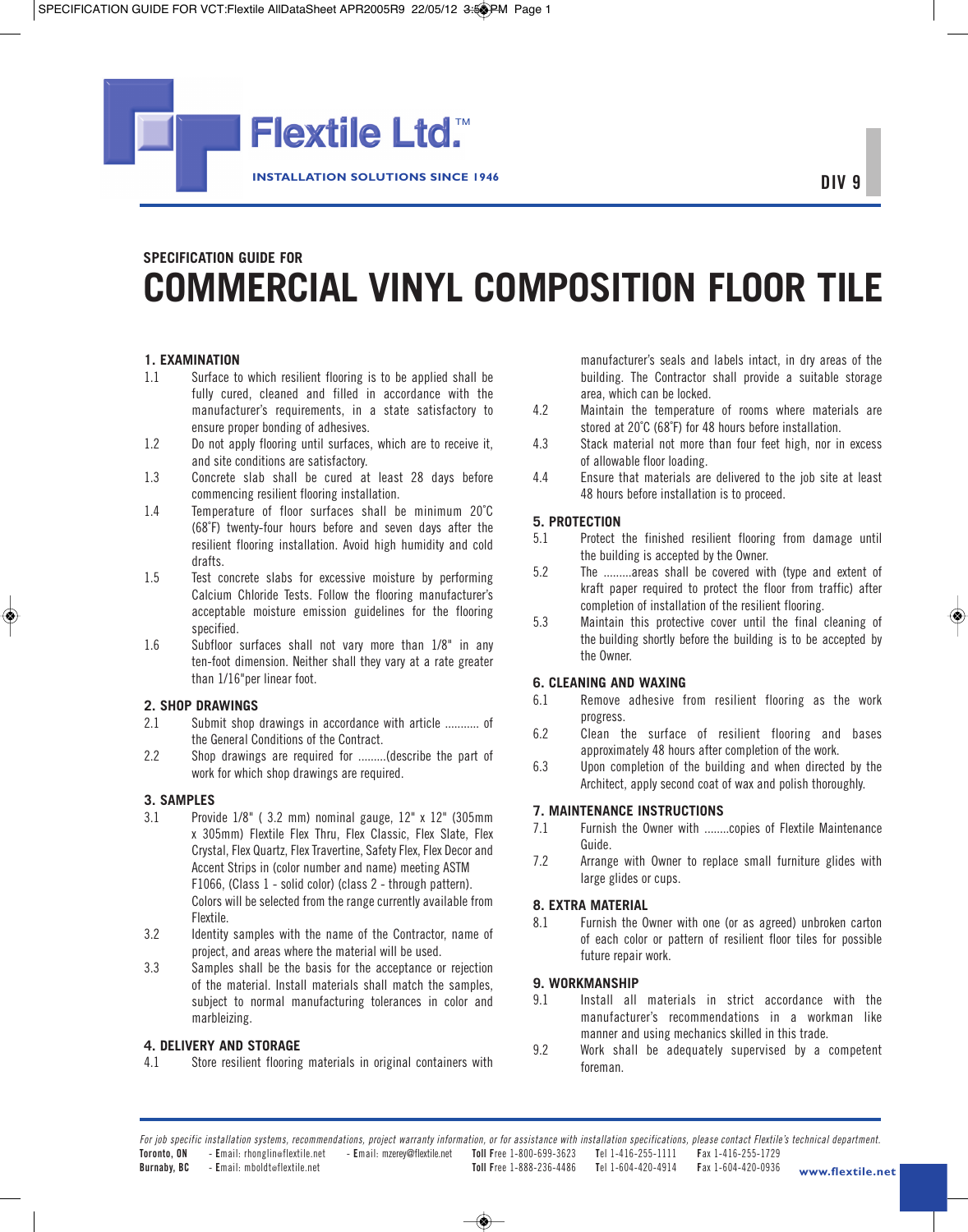# Flextile Ltd.™

INSTALLATION SOLUTIONS SINCE 1946

DIV 9

## SPECIFICATION GUIDE FOR

# COMMERCIAL VINYL COMPOSITION FLOOR TILE

### 1. EXAMINATION

1.1 Surface to which resilient flooring is to be applied shall be fully cured, cleaned and filled in accordance with the manufacturer's requirements, in a state satisfactory to ensure proper bonding of adhesives.

1.2 Do not apply flooring until surfaces, which are to receive it, and site conditions are satisfactory.

1.3 Concrete slab shall be cured at least 28 days before commencing resilient flooring installation.

1.4 Temperature of floor surfaces shall be minimum 20˚C (68˚F) twenty-four hours before and seven days after the resilient flooring installation. Avoid high humidity and cold drafts.

1.5 Test concrete slabs for excessive moisture by performing Calcium Chloride Tests. Follow the flooring manufacturer's acceptable moisture emission guidelines for the flooring specified.

1.6 Subfloor surfaces shall not vary more than 1/8" in any ten-foot dimension. Neither shall they vary at a rate greater than 1/16"per linear foot.

### 2. SHOP DRAWINGS

2.1 Submit shop drawings in accordance with article ........... of the General Conditions of the Contract.

2.2 Shop drawings are required for .........(describe the part of work for which shop drawings are required.

### 3. SAMPLES

3.1 Provide 1/8" ( 3.2 mm) nominal gauge, 12" x 12" (305mm x 305mm) Flextile Flex Thru, Flex Classic, Flex Slate, Flex Crystal, Flex Quartz, Flex Travertine, Safety Flex, Flex Decor and Accent Strips in (color number and name) meeting ASTM F1066, (Class 1 - solid color) (class 2 - through pattern). Colors will be selected from the range currently available from Flextile.

3.2 Identity samples with the name of the Contractor, name of project, and areas where the material will be used.

3.3 Samples shall be the basis for the acceptance or rejection of the material. Install materials shall match the samples, subject to normal manufacturing tolerances in color and marbleizing.

### 4. DELIVERY AND STORAGE

4.1 Store resilient flooring materials in original containers with manufacturer's seals and labels intact, in dry areas of the building. The Contractor shall provide a suitable storage area, which can be locked.

4.2 Maintain the temperature of rooms where materials are stored at 20˚C (68˚F) for 48 hours before installation.

4.3 Stack material not more than four feet high, nor in excess of allowable floor loading.

4.4 Ensure that materials are delivered to the job site at least 48 hours before installation is to proceed.

### 5. PROTECTION

5.1 Protect the finished resilient flooring from damage until the building is accepted by the Owner.

5.2 The .........areas shall be covered with (type and extent of kraft paper required to protect the floor from traffic) after completion of installation of the resilient flooring.

5.3 Maintain this protective cover until the final cleaning of the building shortly before the building is to be accepted by the Owner.

### 6. CLEANING AND WAXING

6.1 Remove adhesive from resilient flooring as the work progress.

6.2 Clean the surface of resilient flooring and bases approximately 48 hours after completion of the work.

6.3 Upon completion of the building and when directed by the Architect, apply second coat of wax and polish thoroughly.

### 7. MAINTENANCE INSTRUCTIONS

7.1 Furnish the Owner with ........copies of Flextile Maintenance Guide.

7.2 Arrange with Owner to replace small furniture glides with large glides or cups.

### 8. EXTRA MATERIAL

8.1 Furnish the Owner with one (or as agreed) unbroken carton of each color or pattern of resilient floor tiles for possible future repair work.

### 9. WORKMANSHIP

9.1 Install all materials in strict accordance with the manufacturer's recommendations in a workman like manner and using mechanics skilled in this trade.

9.2 Work shall be adequately supervised by a competent foreman.

*For job specific installation systems, recommendations, project warranty information, or for assistance with installation specifications, please contact Flextile's technical department.*

**Toronto, ON** - Email: rhonglin@flextile.net - Email: mzerey@flextile.net **Toll Free** 1-800-699-3623 **Tel** 1-416-255-1111 **Fax** 1-416-255-1729

**Burnaby, BC** - Email: mboldt@flextile.net **Toll Free** 1-888-236-4486 **Tel** 1-604-420-4914 **Fax** 1-604-420-0936

www.flextile.net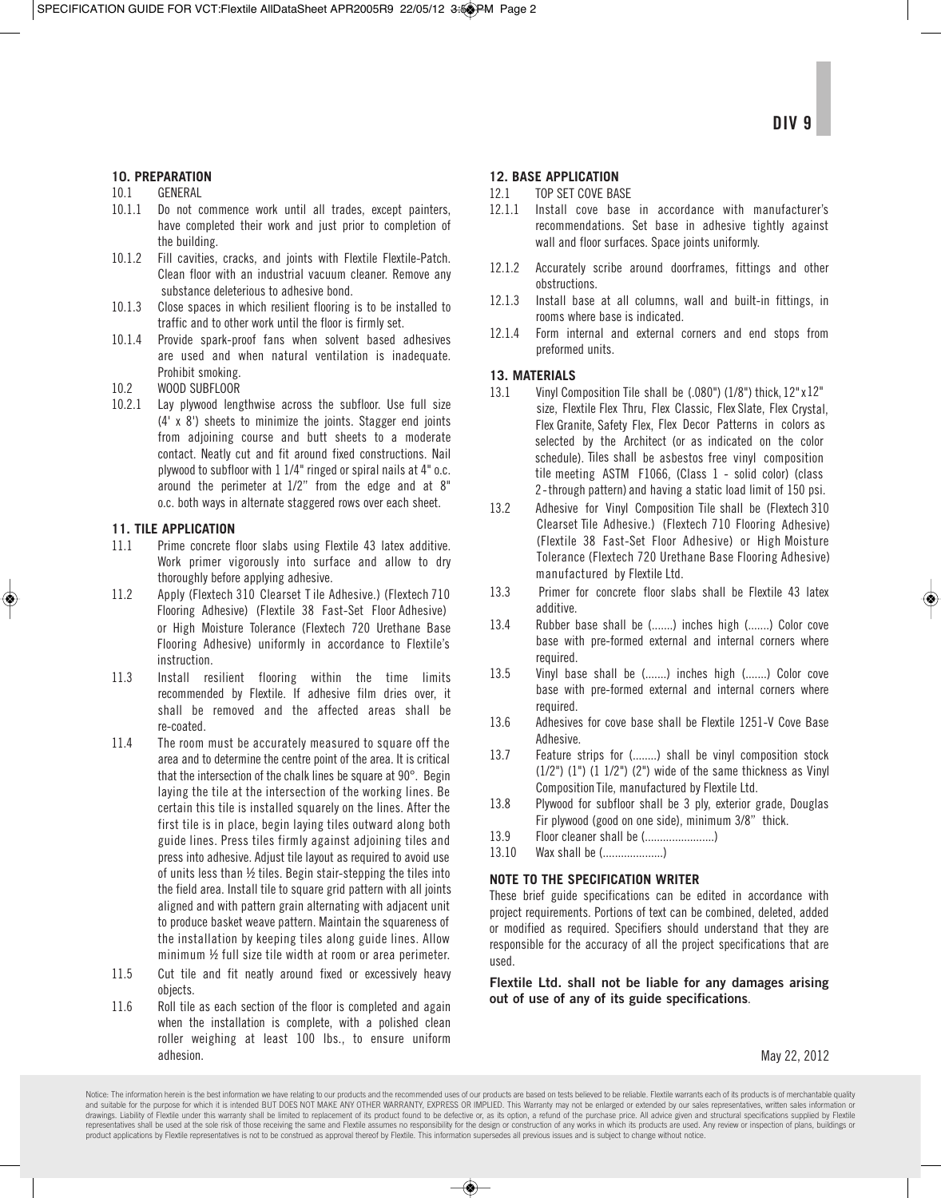## 10. PREPARATION

10.1 GENERAL

10.1.1 Do not commence work until all trades, except painters, have completed their work and just prior to completion of the building.

10.1.2 Fill cavities, cracks, and joints with Flextile Flextile-Patch. Clean floor with an industrial vacuum cleaner. Remove any substance deleterious to adhesive bond.

10.1.3 Close spaces in which resilient flooring is to be installed to traffic and to other work until the floor is firmly set.

10.1.4 Provide spark-proof fans when solvent based adhesives are used and when natural ventilation is inadequate. Prohibit smoking.

10.2 WOOD SUBFLOOR

10.2.1 Lay plywood lengthwise across the subfloor. Use full size (4' x 8') sheets to minimize the joints. Stagger end joints from adjoining course and butt sheets to a moderate contact. Neatly cut and fit around fixed constructions. Nail plywood to subfloor with 1 1/4" ringed or spiral nails at 4" o.c. around the perimeter at 1/2" from the edge and at 8" o.c. both ways in alternate staggered rows over each sheet.

## 11. TILE APPLICATION

11.1 Prime concrete floor slabs using Flextile 43 latex additive. Work primer vigorously into surface and allow to dry thoroughly before applying adhesive.

11.2 Apply (Flextech 310 Clearset Tile Adhesive.) (Flextech 710 Flooring Adhesive) (Flextile 38 Fast-Set Floor Adhesive) or High Moisture Tolerance (Flextech 720 Urethane Base Flooring Adhesive) uniformly in accordance to Flextile's instruction.

11.3 Install resilient flooring within the time limits recommended by Flextile. If adhesive film dries over, it shall be removed and the affected areas shall be re-coated.

11.4 The room must be accurately measured to square off the area and to determine the centre point of the area. It is critical that the intersection of the chalk lines be square at 90°. Begin laying the tile at the intersection of the working lines. Be certain this tile is installed squarely on the lines. After the first tile is in place, begin laying tiles outward along both guide lines. Press tiles firmly against adjoining tiles and press into adhesive. Adjust tile layout as required to avoid use of units less than ½ tiles. Begin stair-stepping the tiles into the field area. Install tile to square grid pattern with all joints aligned and with pattern grain alternating with adjacent unit to produce basket weave pattern. Maintain the squareness of the installation by keeping tiles along guide lines. Allow minimum ½ full size tile width at room or area perimeter.

11.5 Cut tile and fit neatly around fixed or excessively heavy objects.

11.6 Roll tile as each section of the floor is completed and again when the installation is complete, with a polished clean roller weighing at least 100 lbs., to ensure uniform adhesion.

## 12. BASE APPLICATION

12.1 TOP SET COVE BASE

12.1.1 Install cove base in accordance with manufacturer's recommendations. Set base in adhesive tightly against wall and floor surfaces. Space joints uniformly.

12.1.2 Accurately scribe around doorframes, fittings and other obstructions.

12.1.3 Install base at all columns, wall and built-in fittings, in rooms where base is indicated.

12.1.4 Form internal and external corners and end stops from preformed units.

## 13. MATERIALS

13.1 Vinyl Composition Tile shall be (.080") (1/8") thick, 12" x 12" size, Flextile Flex Thru, Flex Classic, Flex Slate, Flex Crystal, Flex Granite, Safety Flex, Flex Decor Patterns in colors as selected by the Architect (or as indicated on the color schedule). Tiles shall be asbestos free vinyl composition tile meeting ASTM F1066, (Class 1 - solid color) (class 2 - through pattern) and having a static load limit of 150 psi.

13.2 Adhesive for Vinyl Composition Tile shall be (Flextech 310 Clearset Tile Adhesive.) (Flextech 710 Flooring Adhesive) (Flextile 38 Fast-Set Floor Adhesive) or High Moisture Tolerance (Flextech 720 Urethane Base Flooring Adhesive) manufactured by Flextile Ltd.

13.3 Primer for concrete floor slabs shall be Flextile 43 latex additive.

13.4 Rubber base shall be (.......) inches high (.......) Color cove base with pre-formed external and internal corners where required.

13.5 Vinyl base shall be (.......) inches high (.......) Color cove base with pre-formed external and internal corners where required.

13.6 Adhesives for cove base shall be Flextile 1251-V Cove Base Adhesive.

13.7 Feature strips for (........) shall be vinyl composition stock (1/2") (1") (1 1/2") (2") wide of the same thickness as Vinyl Composition Tile, manufactured by Flextile Ltd.

13.8 Plywood for subfloor shall be 3 ply, exterior grade, Douglas Fir plywood (good on one side), minimum 3/8" thick.

13.9 Floor cleaner shall be (.......................)

13.10 Wax shall be (....................)

## NOTE TO THE SPECIFICATION WRITER

These brief guide specifications can be edited in accordance with project requirements. Portions of text can be combined, deleted, added or modified as required. Specifiers should understand that they are responsible for the accuracy of all the project specifications that are used.

**Flextile Ltd. shall not be liable for any damages arising out of use of any of its guide specifications**.

May 22, 2012

Notice: The information herein is the best information we have relating to our products and the recommended uses of our products are based on tests believed to be reliable. Flextile warrants each of its products is of merchantable quality and suitable for the purpose for which it is intended BUT DOES NOT MAKE ANY OTHER WARRANTY, EXPRESS OR IMPLIED. This Warranty may not be enlarged or extended by our sales representatives, written sales information or drawings. Liability of Flextile under this warranty shall be limited to replacement of its product found to be defective or, as its option, a refund of the purchase price. All advice given and structural specifications supplied by Flextile representatives shall be used at the sole risk of those receiving the same and Flextile assumes no responsibility for the design or construction of any works in which its products are used. Any review or inspection of plans, buildings or product applications by Flextile representatives is not to be construed as approval thereof by Flextile. This information supersedes all previous issues and is subject to change without notice.